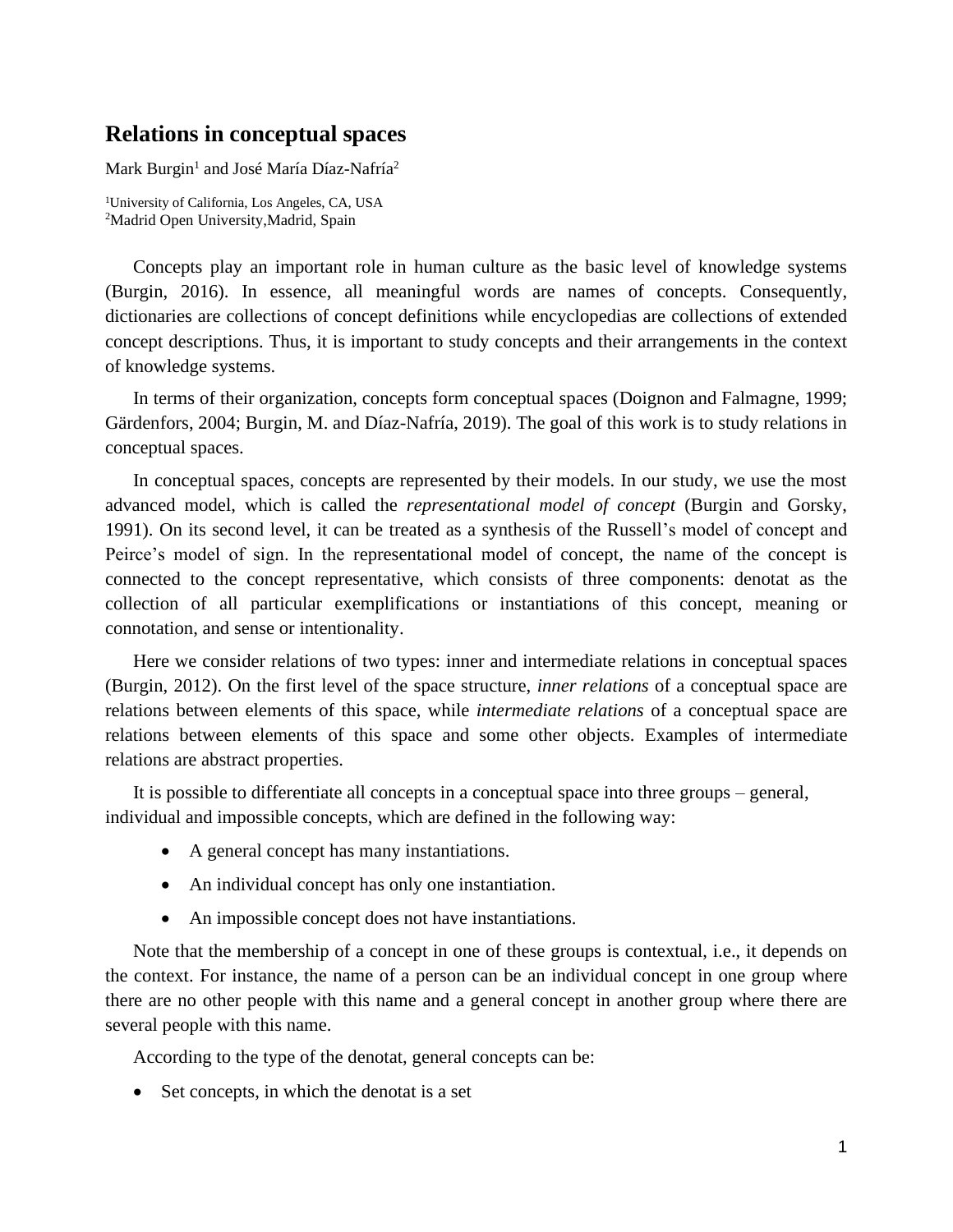# Relations in conceptual spaces

Mark Burgin[1] and José María Díaz-Nafría[2]

[1]University of California, Los Angeles, CA, USA
[2]Madrid Open University,Madrid, Spain

Concepts play an important role in human culture as the basic level of knowledge systems (Burgin, 2016). In essence, all meaningful words are names of concepts. Consequently, dictionaries are collections of concept definitions while encyclopedias are collections of extended concept descriptions. Thus, it is important to study concepts and their arrangements in the context of knowledge systems.

In terms of their organization, concepts form conceptual spaces (Doignon and Falmagne, 1999; Gärdenfors, 2004; Burgin, M. and Díaz-Nafría, 2019). The goal of this work is to study relations in conceptual spaces.

In conceptual spaces, concepts are represented by their models. In our study, we use the most advanced model, which is called the *representational model of concept* (Burgin and Gorsky, 1991). On its second level, it can be treated as a synthesis of the Russell's model of concept and Peirce's model of sign. In the representational model of concept, the name of the concept is connected to the concept representative, which consists of three components: denotat as the collection of all particular exemplifications or instantiations of this concept, meaning or connotation, and sense or intentionality.

Here we consider relations of two types: inner and intermediate relations in conceptual spaces (Burgin, 2012). On the first level of the space structure, *inner relations* of a conceptual space are relations between elements of this space, while *intermediate relations* of a conceptual space are relations between elements of this space and some other objects. Examples of intermediate relations are abstract properties.

It is possible to differentiate all concepts in a conceptual space into three groups – general, individual and impossible concepts, which are defined in the following way:

- A general concept has many instantiations.
- An individual concept has only one instantiation.
- An impossible concept does not have instantiations.

Note that the membership of a concept in one of these groups is contextual, i.e., it depends on the context. For instance, the name of a person can be an individual concept in one group where there are no other people with this name and a general concept in another group where there are several people with this name.

According to the type of the denotat, general concepts can be:

- Set concepts, in which the denotat is a set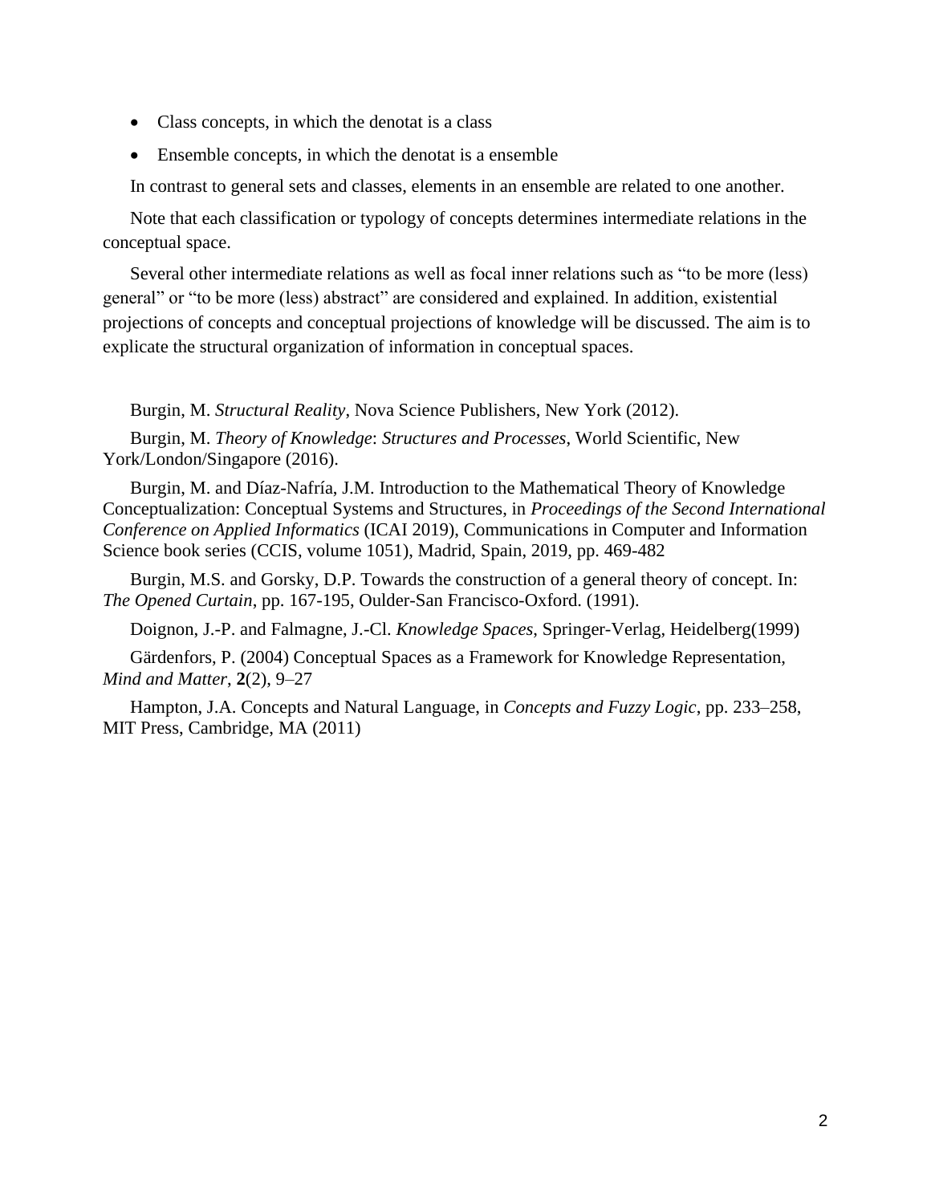- Class concepts, in which the denotat is a class
- Ensemble concepts, in which the denotat is a ensemble

In contrast to general sets and classes, elements in an ensemble are related to one another.

Note that each classification or typology of concepts determines intermediate relations in the conceptual space.

Several other intermediate relations as well as focal inner relations such as “to be more (less) general” or “to be more (less) abstract” are considered and explained. In addition, existential projections of concepts and conceptual projections of knowledge will be discussed. The aim is to explicate the structural organization of information in conceptual spaces.

Burgin, M. *Structural Reality*, Nova Science Publishers, New York (2012).

Burgin, M. *Theory of Knowledge*: *Structures and Processes*, World Scientific, New York/London/Singapore (2016).

Burgin, M. and Díaz-Nafría, J.M. Introduction to the Mathematical Theory of Knowledge Conceptualization: Conceptual Systems and Structures, in *Proceedings of the Second International Conference on Applied Informatics* (ICAI 2019), Communications in Computer and Information Science book series (CCIS, volume 1051), Madrid, Spain, 2019, pp. 469-482

Burgin, M.S. and Gorsky, D.P. Towards the construction of a general theory of concept. In: *The Opened Curtain*, pp. 167-195, Oulder-San Francisco-Oxford. (1991).

Doignon, J.-P. and Falmagne, J.-Cl. *Knowledge Spaces*, Springer-Verlag, Heidelberg(1999)

Gärdenfors, P. (2004) Conceptual Spaces as a Framework for Knowledge Representation, *Mind and Matter*, **2**(2), 9–27

Hampton, J.A. Concepts and Natural Language, in *Concepts and Fuzzy Logic*, pp. 233–258, MIT Press, Cambridge, MA (2011)